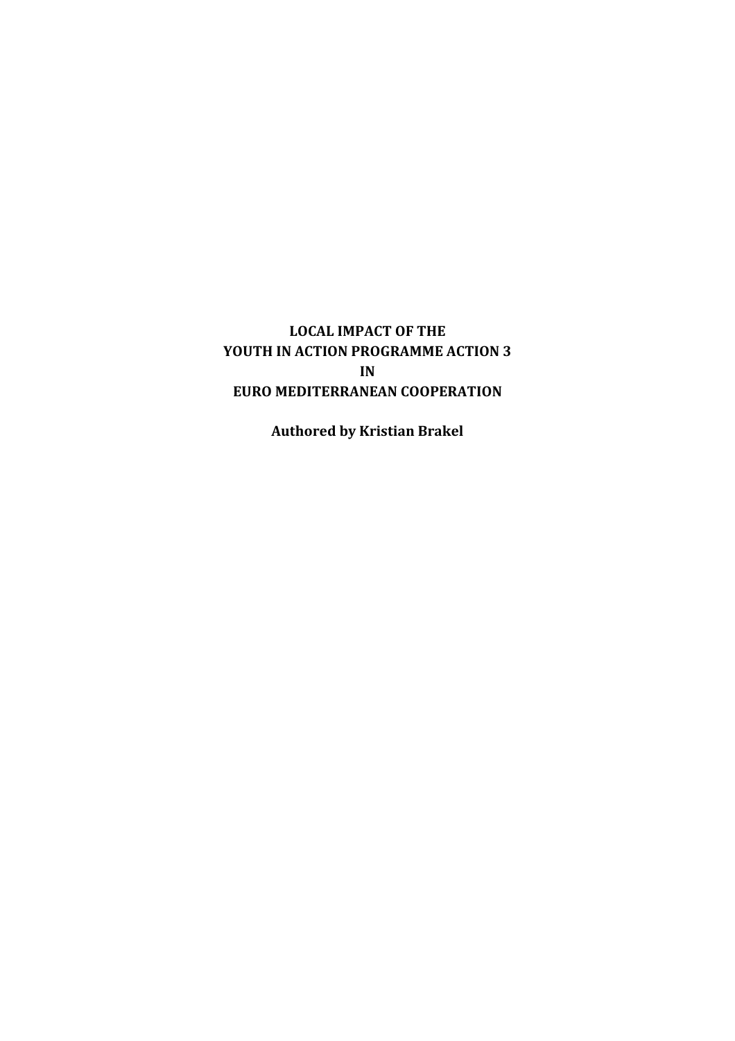# LOCAL IMPACT OF THE YOUTH IN ACTION PROGRAMME ACTION 3 IN EURO MEDITERRANEAN COOPERATION

**Authored by Kristian Brakel**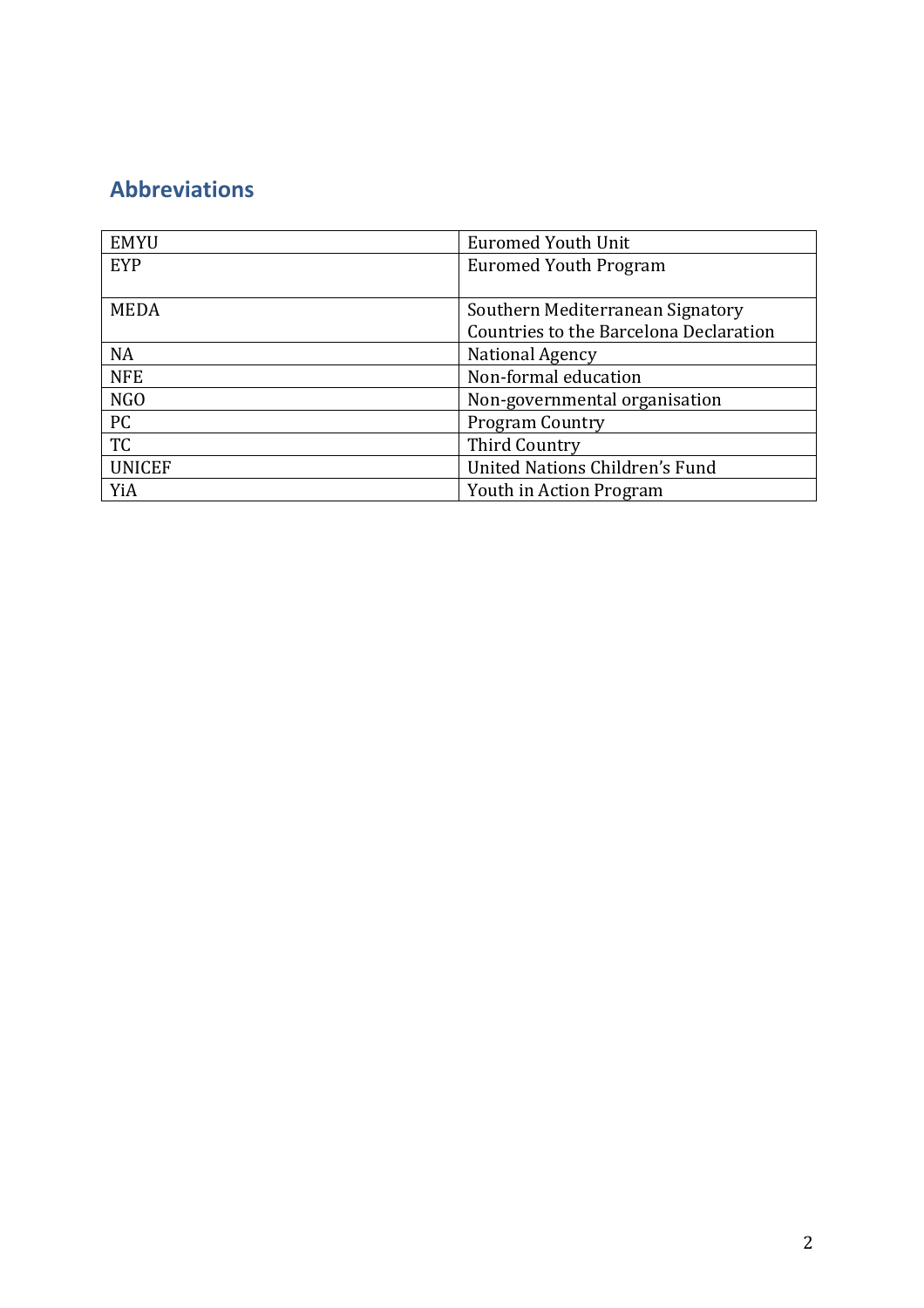## Abbreviations

| EMYU | Euromed Youth Unit |
|---|---|
| EYP | Euromed Youth Program |
| MEDA | Southern Mediterranean Signatory Countries to the Barcelona Declaration |
| NA | National Agency |
| NFE | Non-formal education |
| NGO | Non-governmental organisation |
| PC | Program Country |
| TC | Third Country |
| UNICEF | United Nations Children's Fund |
| YiA | Youth in Action Program |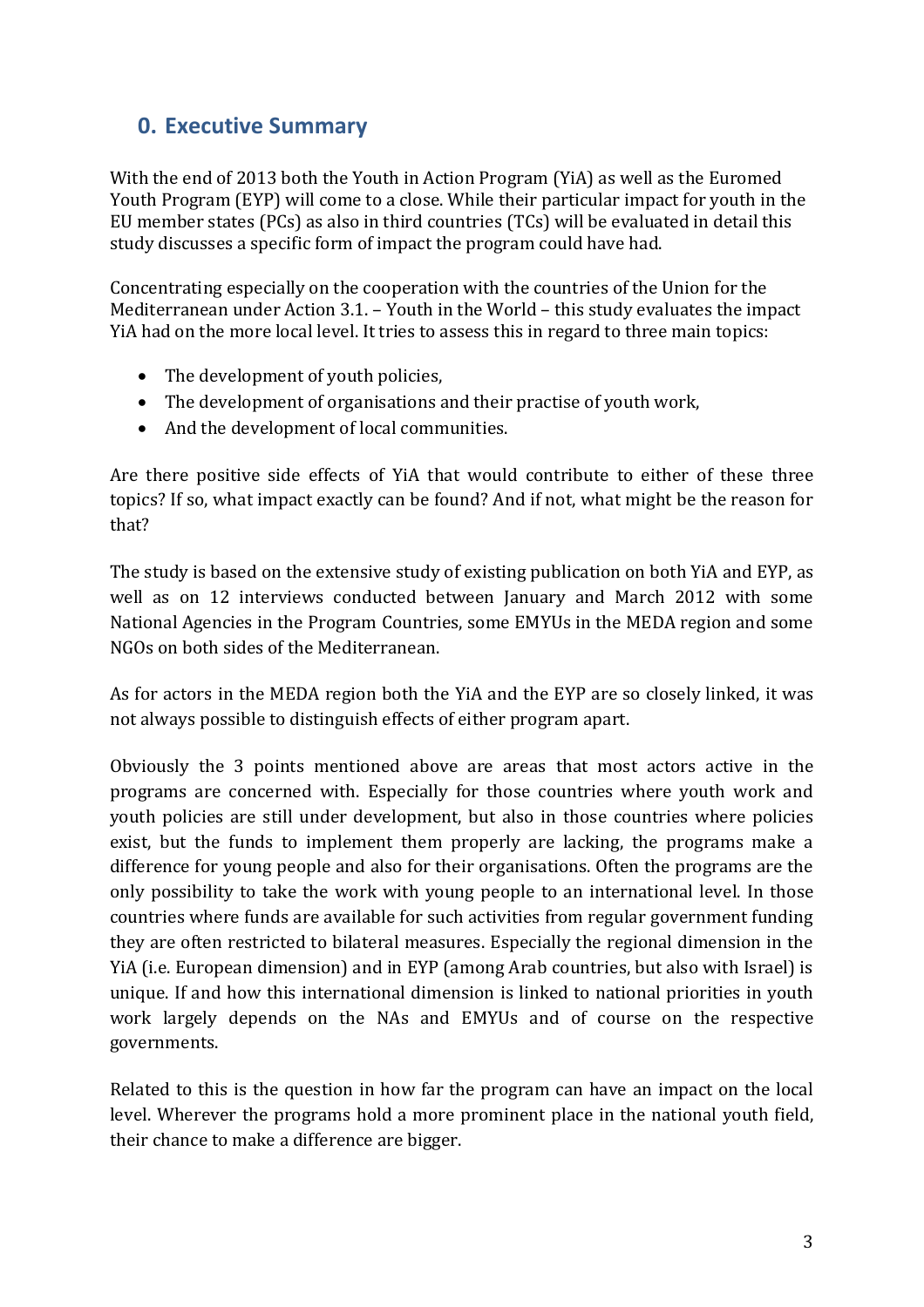## 0. Executive Summary

With the end of 2013 both the Youth in Action Program (YiA) as well as the Euromed Youth Program (EYP) will come to a close. While their particular impact for youth in the EU member states (PCs) as also in third countries (TCs) will be evaluated in detail this study discusses a specific form of impact the program could have had.

Concentrating especially on the cooperation with the countries of the Union for the Mediterranean under Action 3.1. – Youth in the World – this study evaluates the impact YiA had on the more local level. It tries to assess this in regard to three main topics:

- The development of youth policies,
- The development of organisations and their practise of youth work,
- And the development of local communities.

Are there positive side effects of YiA that would contribute to either of these three topics? If so, what impact exactly can be found? And if not, what might be the reason for that?

The study is based on the extensive study of existing publication on both YiA and EYP, as well as on 12 interviews conducted between January and March 2012 with some National Agencies in the Program Countries, some EMYUs in the MEDA region and some NGOs on both sides of the Mediterranean.

As for actors in the MEDA region both the YiA and the EYP are so closely linked, it was not always possible to distinguish effects of either program apart.

Obviously the 3 points mentioned above are areas that most actors active in the programs are concerned with. Especially for those countries where youth work and youth policies are still under development, but also in those countries where policies exist, but the funds to implement them properly are lacking, the programs make a difference for young people and also for their organisations. Often the programs are the only possibility to take the work with young people to an international level. In those countries where funds are available for such activities from regular government funding they are often restricted to bilateral measures. Especially the regional dimension in the YiA (i.e. European dimension) and in EYP (among Arab countries, but also with Israel) is unique. If and how this international dimension is linked to national priorities in youth work largely depends on the NAs and EMYUs and of course on the respective governments.

Related to this is the question in how far the program can have an impact on the local level. Wherever the programs hold a more prominent place in the national youth field, their chance to make a difference are bigger.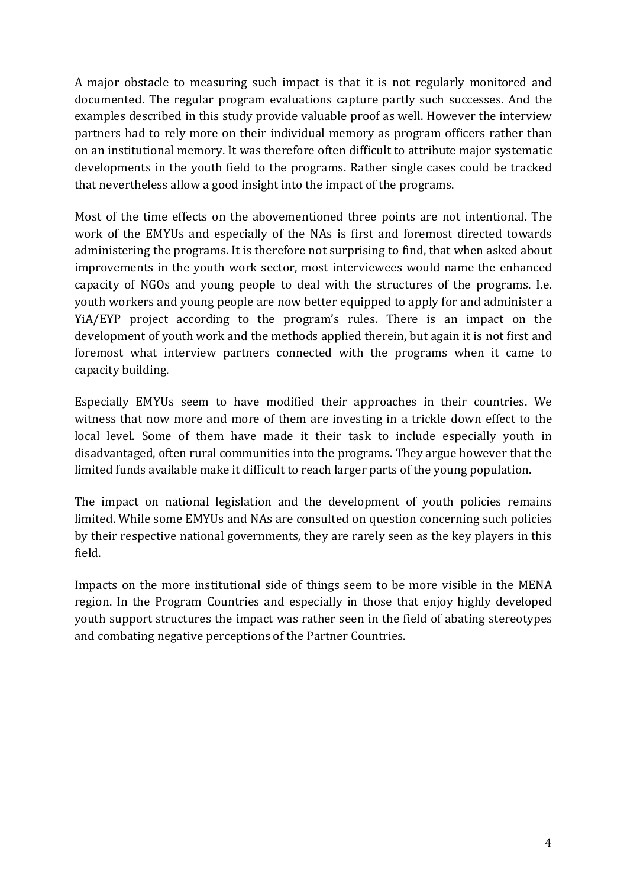A major obstacle to measuring such impact is that it is not regularly monitored and documented. The regular program evaluations capture partly such successes. And the examples described in this study provide valuable proof as well. However the interview partners had to rely more on their individual memory as program officers rather than on an institutional memory. It was therefore often difficult to attribute major systematic developments in the youth field to the programs. Rather single cases could be tracked that nevertheless allow a good insight into the impact of the programs.

Most of the time effects on the abovementioned three points are not intentional. The work of the EMYUs and especially of the NAs is first and foremost directed towards administering the programs. It is therefore not surprising to find, that when asked about improvements in the youth work sector, most interviewees would name the enhanced capacity of NGOs and young people to deal with the structures of the programs. I.e. youth workers and young people are now better equipped to apply for and administer a YiA/EYP project according to the program's rules. There is an impact on the development of youth work and the methods applied therein, but again it is not first and foremost what interview partners connected with the programs when it came to capacity building.

Especially EMYUs seem to have modified their approaches in their countries. We witness that now more and more of them are investing in a trickle down effect to the local level. Some of them have made it their task to include especially youth in disadvantaged, often rural communities into the programs. They argue however that the limited funds available make it difficult to reach larger parts of the young population.

The impact on national legislation and the development of youth policies remains limited. While some EMYUs and NAs are consulted on question concerning such policies by their respective national governments, they are rarely seen as the key players in this field.

Impacts on the more institutional side of things seem to be more visible in the MENA region. In the Program Countries and especially in those that enjoy highly developed youth support structures the impact was rather seen in the field of abating stereotypes and combating negative perceptions of the Partner Countries.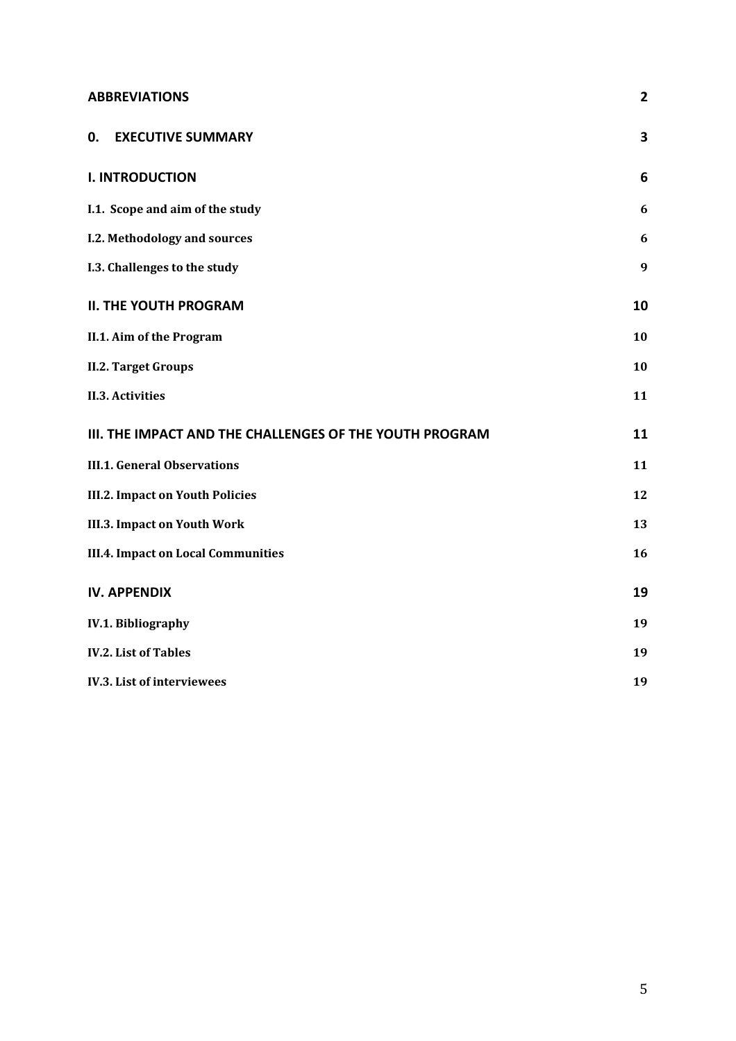| | |
|---|---|
| **ABBREVIATIONS** | **2** |
| **0. EXECUTIVE SUMMARY** | **3** |
| **I. INTRODUCTION** | **6** |
| **I.1. Scope and aim of the study** | **6** |
| **I.2. Methodology and sources** | **6** |
| **I.3. Challenges to the study** | **9** |
| **II. THE YOUTH PROGRAM** | **10** |
| **II.1. Aim of the Program** | **10** |
| **II.2. Target Groups** | **10** |
| **II.3. Activities** | **11** |
| **III. THE IMPACT AND THE CHALLENGES OF THE YOUTH PROGRAM** | **11** |
| **III.1. General Observations** | **11** |
| **III.2. Impact on Youth Policies** | **12** |
| **III.3. Impact on Youth Work** | **13** |
| **III.4. Impact on Local Communities** | **16** |
| **IV. APPENDIX** | **19** |
| **IV.1. Bibliography** | **19** |
| **IV.2. List of Tables** | **19** |
| **IV.3. List of interviewees** | **19** |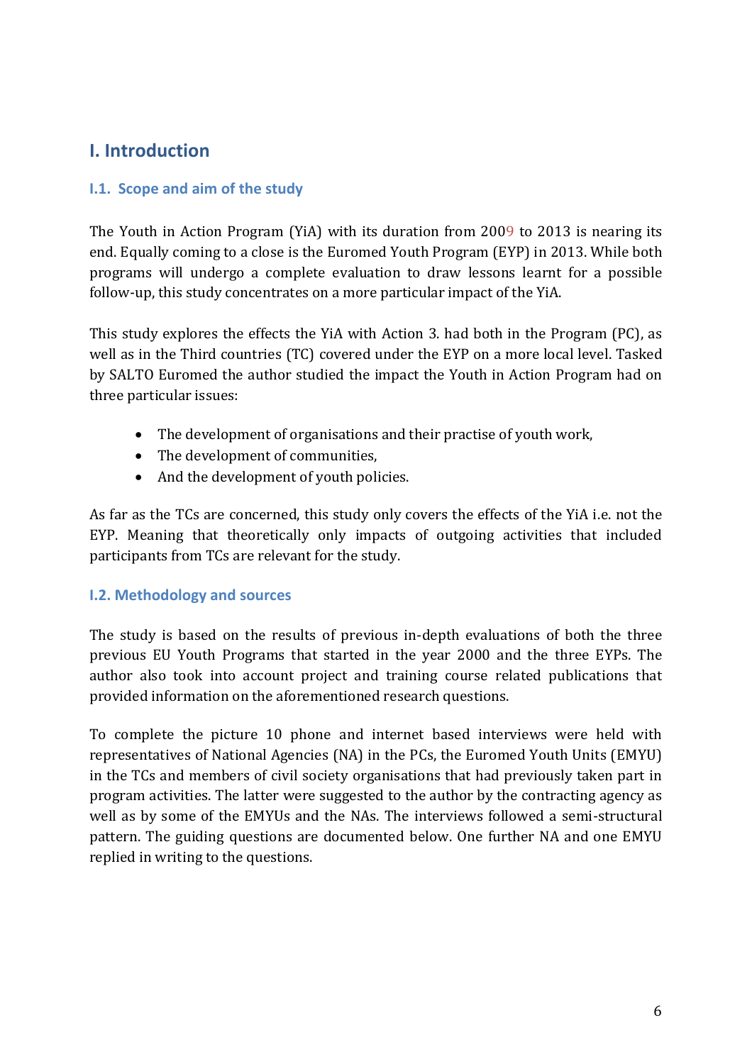# I. Introduction

## I.1. Scope and aim of the study

The Youth in Action Program (YiA) with its duration from 2009 to 2013 is nearing its end. Equally coming to a close is the Euromed Youth Program (EYP) in 2013. While both programs will undergo a complete evaluation to draw lessons learnt for a possible follow-up, this study concentrates on a more particular impact of the YiA.

This study explores the effects the YiA with Action 3. had both in the Program (PC), as well as in the Third countries (TC) covered under the EYP on a more local level. Tasked by SALTO Euromed the author studied the impact the Youth in Action Program had on three particular issues:

- The development of organisations and their practise of youth work,
- The development of communities,
- And the development of youth policies.

As far as the TCs are concerned, this study only covers the effects of the YiA i.e. not the EYP. Meaning that theoretically only impacts of outgoing activities that included participants from TCs are relevant for the study.

## I.2. Methodology and sources

The study is based on the results of previous in-depth evaluations of both the three previous EU Youth Programs that started in the year 2000 and the three EYPs. The author also took into account project and training course related publications that provided information on the aforementioned research questions.

To complete the picture 10 phone and internet based interviews were held with representatives of National Agencies (NA) in the PCs, the Euromed Youth Units (EMYU) in the TCs and members of civil society organisations that had previously taken part in program activities. The latter were suggested to the author by the contracting agency as well as by some of the EMYUs and the NAs. The interviews followed a semi-structural pattern. The guiding questions are documented below. One further NA and one EMYU replied in writing to the questions.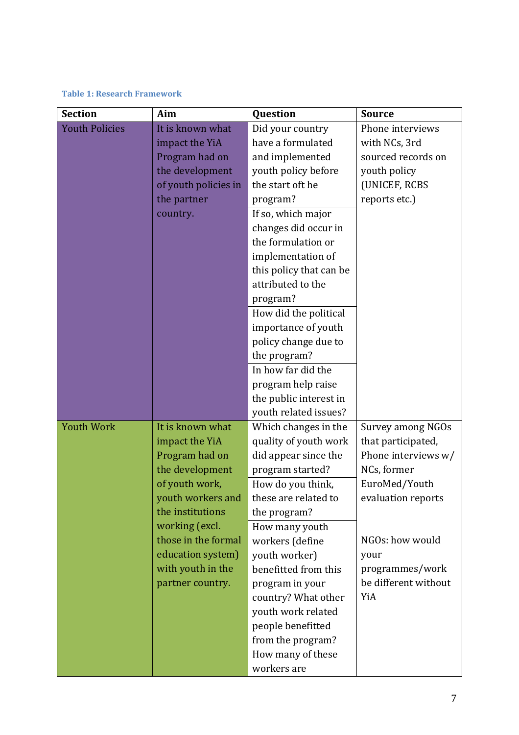**Table 1: Research Framework**

| Section | Aim | Question | Source |
|---|---|---|---|
| Youth Policies | It is known what impact the YiA Program had on the development of youth policies in the partner country. | Did your country have a formulated and implemented youth policy before the start oft he program? | Phone interviews with NCs, 3rd sourced records on youth policy (UNICEF, RCBS reports etc.) |
| | | If so, which major changes did occur in the formulation or implementation of this policy that can be attributed to the program? | |
| | | How did the political importance of youth policy change due to the program? | |
| | | In how far did the program help raise the public interest in youth related issues? | |
| Youth Work | It is known what impact the YiA Program had on the development of youth work, youth workers and the institutions working (excl. those in the formal education system) with youth in the partner country. | Which changes in the quality of youth work did appear since the program started? | Survey among NGOs that participated, Phone interviews w/ NCs, former EuroMed/Youth evaluation reports<br><br>NGOs: how would your programmes/work be different without YiA |
| | | How do you think, these are related to the program? | |
| | | How many youth workers (define youth worker) benefitted from this program in your country? What other youth work related people benefitted from the program? How many of these workers are | |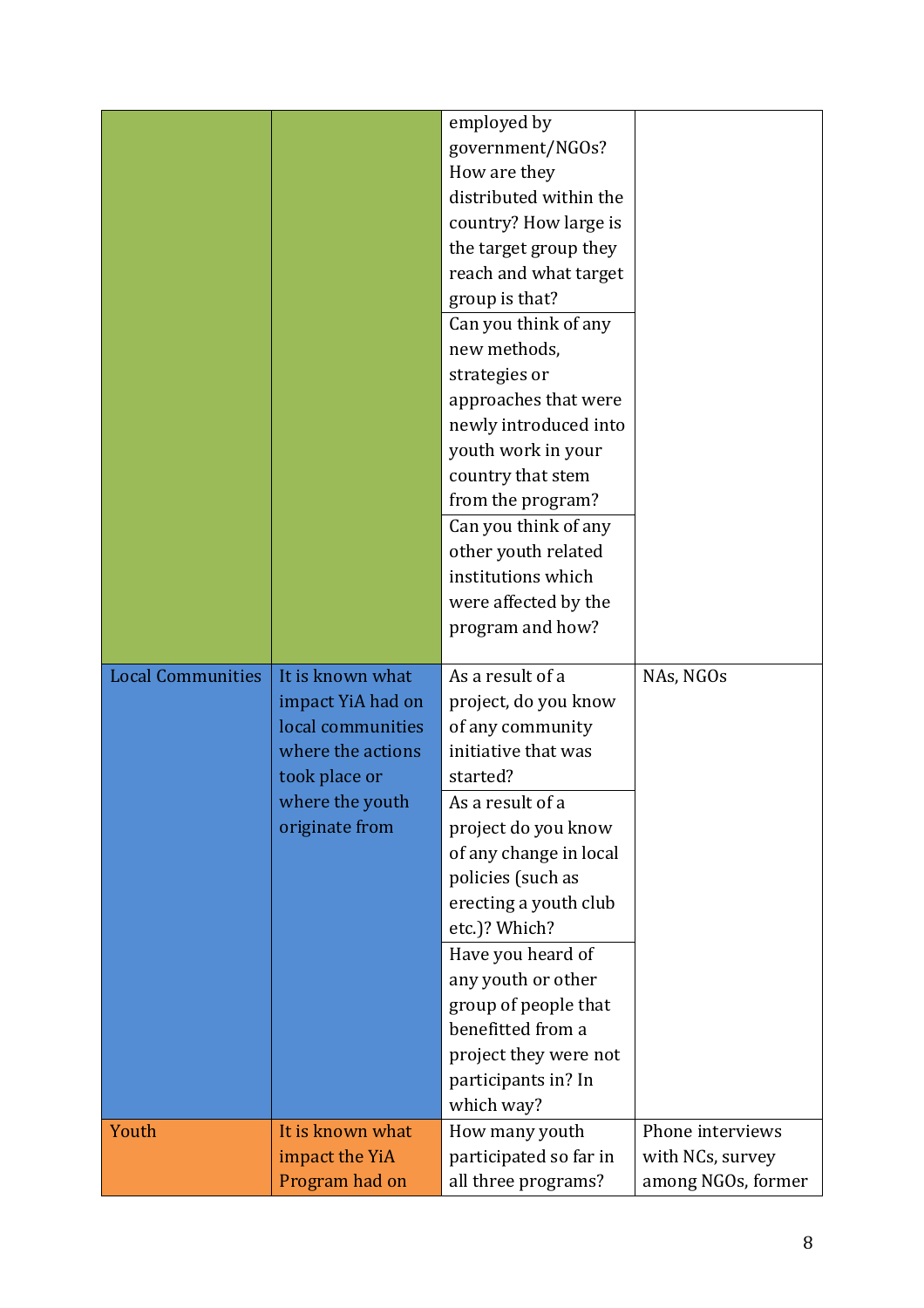| | | | |
|---|---|---|---|
| | | employed by government/NGOs? How are they distributed within the country? How large is the target group they reach and what target group is that? | |
| | | Can you think of any new methods, strategies or approaches that were newly introduced into youth work in your country that stem from the program? | |
| | | Can you think of any other youth related institutions which were affected by the program and how? | |
| Local Communities | It is known what impact YiA had on local communities where the actions took place or where the youth originate from | As a result of a project, do you know of any community initiative that was started? | NAs, NGOs |
| | | As a result of a project do you know of any change in local policies (such as erecting a youth club etc.)? Which? | |
| | | Have you heard of any youth or other group of people that benefitted from a project they were not participants in? In which way? | |
| Youth | It is known what impact the YiA Program had on | How many youth participated so far in all three programs? | Phone interviews with NCs, survey among NGOs, former |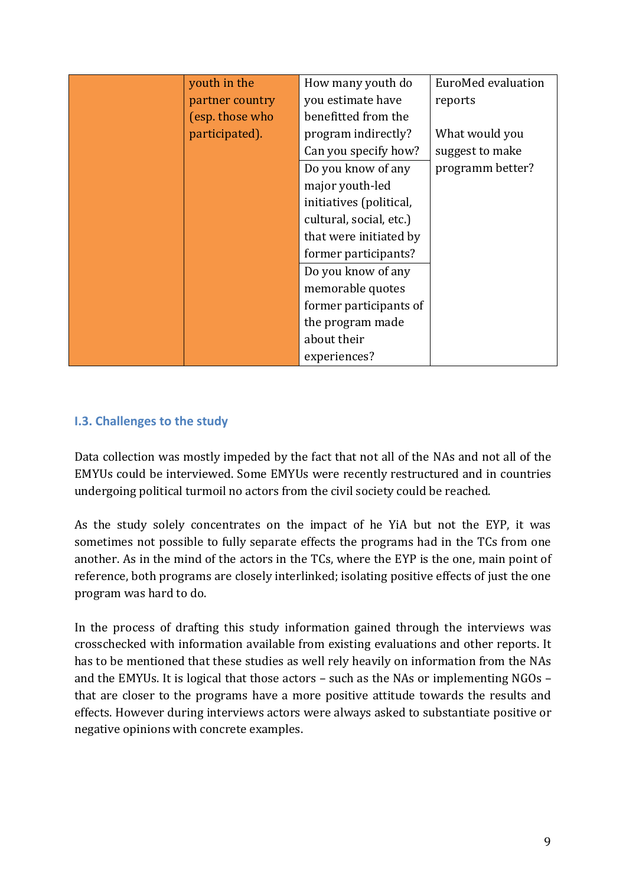| | | | |
|---|---|---|---|
| | youth in the partner country (esp. those who participated). | How many youth do you estimate have benefitted from the program indirectly? Can you specify how? | EuroMed evaluation reports<br><br>What would you suggest to make programm better? |
| | | Do you know of any major youth-led initiatives (political, cultural, social, etc.) that were initiated by former participants? | |
| | | Do you know of any memorable quotes former participants of the program made about their experiences? | |

### I.3. Challenges to the study

Data collection was mostly impeded by the fact that not all of the NAs and not all of the EMYUs could be interviewed. Some EMYUs were recently restructured and in countries undergoing political turmoil no actors from the civil society could be reached.

As the study solely concentrates on the impact of he YiA but not the EYP, it was sometimes not possible to fully separate effects the programs had in the TCs from one another. As in the mind of the actors in the TCs, where the EYP is the one, main point of reference, both programs are closely interlinked; isolating positive effects of just the one program was hard to do.

In the process of drafting this study information gained through the interviews was crosschecked with information available from existing evaluations and other reports. It has to be mentioned that these studies as well rely heavily on information from the NAs and the EMYUs. It is logical that those actors – such as the NAs or implementing NGOs – that are closer to the programs have a more positive attitude towards the results and effects. However during interviews actors were always asked to substantiate positive or negative opinions with concrete examples.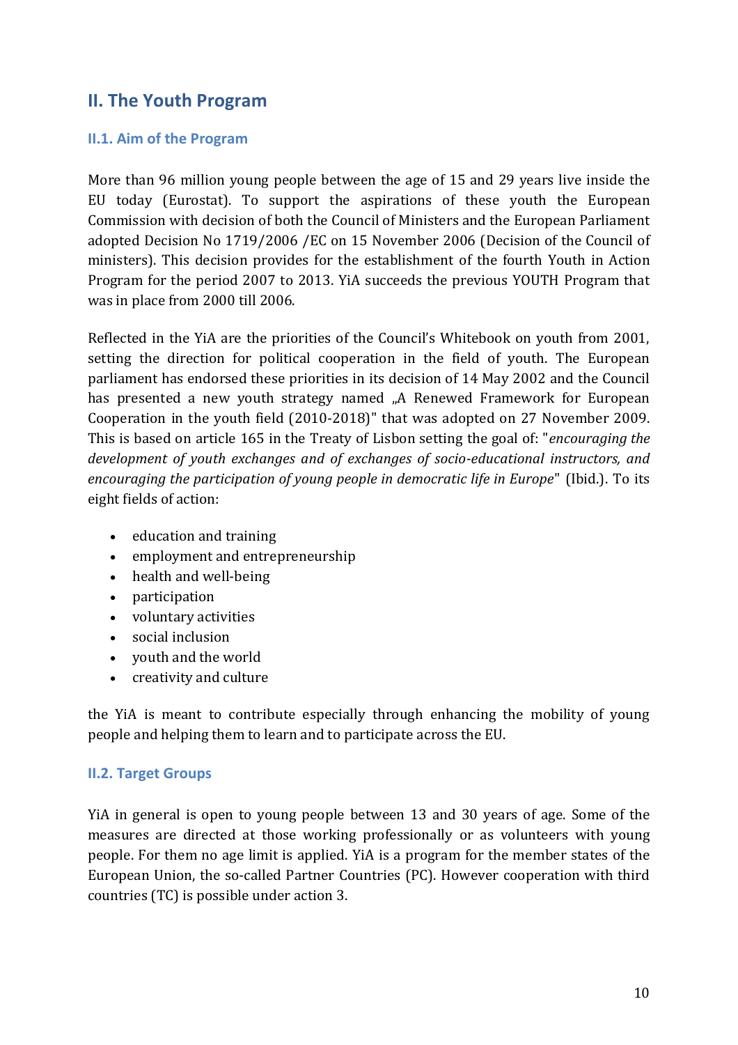## II. The Youth Program

### II.1. Aim of the Program

More than 96 million young people between the age of 15 and 29 years live inside the EU today (Eurostat). To support the aspirations of these youth the European Commission with decision of both the Council of Ministers and the European Parliament adopted Decision No 1719/2006 /EC on 15 November 2006 (Decision of the Council of ministers). This decision provides for the establishment of the fourth Youth in Action Program for the period 2007 to 2013. YiA succeeds the previous YOUTH Program that was in place from 2000 till 2006.

Reflected in the YiA are the priorities of the Council's Whitebook on youth from 2001, setting the direction for political cooperation in the field of youth. The European parliament has endorsed these priorities in its decision of 14 May 2002 and the Council has presented a new youth strategy named „A Renewed Framework for European Cooperation in the youth field (2010-2018)" that was adopted on 27 November 2009. This is based on article 165 in the Treaty of Lisbon setting the goal of: "*encouraging the development of youth exchanges and of exchanges of socio-educational instructors, and encouraging the participation of young people in democratic life in Europe*" (Ibid.). To its eight fields of action:

- education and training
- employment and entrepreneurship
- health and well-being
- participation
- voluntary activities
- social inclusion
- youth and the world
- creativity and culture

the YiA is meant to contribute especially through enhancing the mobility of young people and helping them to learn and to participate across the EU.

### II.2. Target Groups

YiA in general is open to young people between 13 and 30 years of age. Some of the measures are directed at those working professionally or as volunteers with young people. For them no age limit is applied. YiA is a program for the member states of the European Union, the so-called Partner Countries (PC). However cooperation with third countries (TC) is possible under action 3.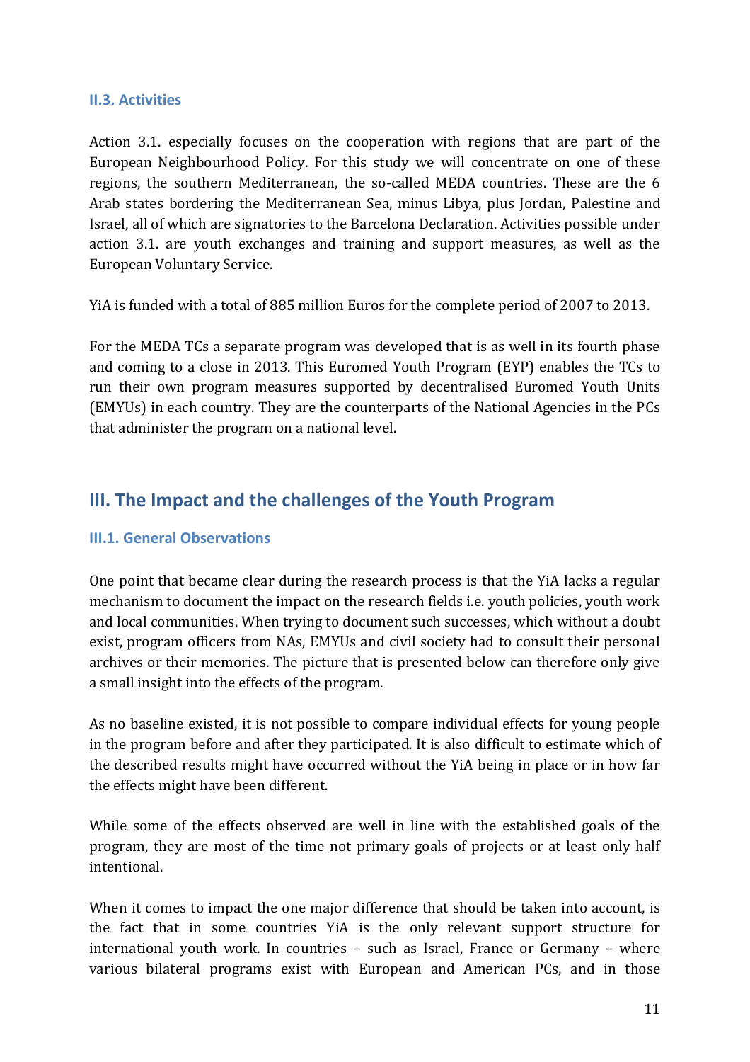### II.3. Activities

Action 3.1. especially focuses on the cooperation with regions that are part of the European Neighbourhood Policy. For this study we will concentrate on one of these regions, the southern Mediterranean, the so-called MEDA countries. These are the 6 Arab states bordering the Mediterranean Sea, minus Libya, plus Jordan, Palestine and Israel, all of which are signatories to the Barcelona Declaration. Activities possible under action 3.1. are youth exchanges and training and support measures, as well as the European Voluntary Service.

YiA is funded with a total of 885 million Euros for the complete period of 2007 to 2013.

For the MEDA TCs a separate program was developed that is as well in its fourth phase and coming to a close in 2013. This Euromed Youth Program (EYP) enables the TCs to run their own program measures supported by decentralised Euromed Youth Units (EMYUs) in each country. They are the counterparts of the National Agencies in the PCs that administer the program on a national level.

## III. The Impact and the challenges of the Youth Program

### III.1. General Observations

One point that became clear during the research process is that the YiA lacks a regular mechanism to document the impact on the research fields i.e. youth policies, youth work and local communities. When trying to document such successes, which without a doubt exist, program officers from NAs, EMYUs and civil society had to consult their personal archives or their memories. The picture that is presented below can therefore only give a small insight into the effects of the program.

As no baseline existed, it is not possible to compare individual effects for young people in the program before and after they participated. It is also difficult to estimate which of the described results might have occurred without the YiA being in place or in how far the effects might have been different.

While some of the effects observed are well in line with the established goals of the program, they are most of the time not primary goals of projects or at least only half intentional.

When it comes to impact the one major difference that should be taken into account, is the fact that in some countries YiA is the only relevant support structure for international youth work. In countries – such as Israel, France or Germany – where various bilateral programs exist with European and American PCs, and in those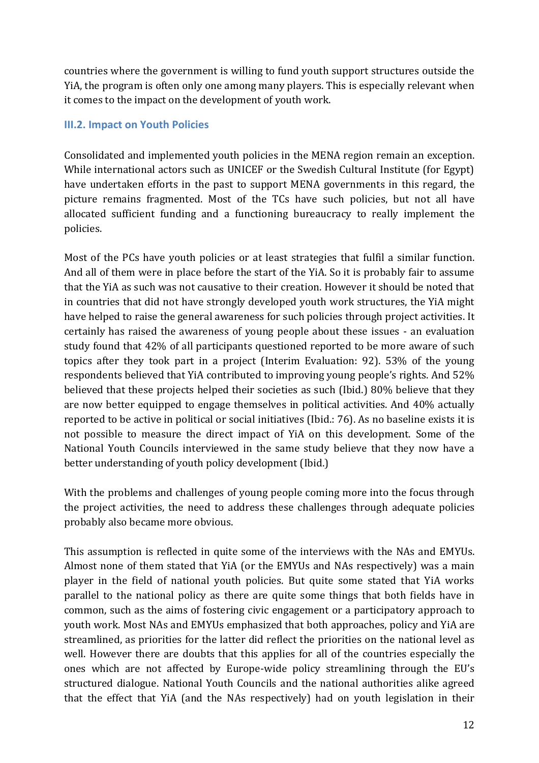countries where the government is willing to fund youth support structures outside the YiA, the program is often only one among many players. This is especially relevant when it comes to the impact on the development of youth work.

### III.2. Impact on Youth Policies

Consolidated and implemented youth policies in the MENA region remain an exception. While international actors such as UNICEF or the Swedish Cultural Institute (for Egypt) have undertaken efforts in the past to support MENA governments in this regard, the picture remains fragmented. Most of the TCs have such policies, but not all have allocated sufficient funding and a functioning bureaucracy to really implement the policies.

Most of the PCs have youth policies or at least strategies that fulfil a similar function. And all of them were in place before the start of the YiA. So it is probably fair to assume that the YiA as such was not causative to their creation. However it should be noted that in countries that did not have strongly developed youth work structures, the YiA might have helped to raise the general awareness for such policies through project activities. It certainly has raised the awareness of young people about these issues - an evaluation study found that 42% of all participants questioned reported to be more aware of such topics after they took part in a project (Interim Evaluation: 92). 53% of the young respondents believed that YiA contributed to improving young people's rights. And 52% believed that these projects helped their societies as such (Ibid.) 80% believe that they are now better equipped to engage themselves in political activities. And 40% actually reported to be active in political or social initiatives (Ibid.: 76). As no baseline exists it is not possible to measure the direct impact of YiA on this development. Some of the National Youth Councils interviewed in the same study believe that they now have a better understanding of youth policy development (Ibid.)

With the problems and challenges of young people coming more into the focus through the project activities, the need to address these challenges through adequate policies probably also became more obvious.

This assumption is reflected in quite some of the interviews with the NAs and EMYUs. Almost none of them stated that YiA (or the EMYUs and NAs respectively) was a main player in the field of national youth policies. But quite some stated that YiA works parallel to the national policy as there are quite some things that both fields have in common, such as the aims of fostering civic engagement or a participatory approach to youth work. Most NAs and EMYUs emphasized that both approaches, policy and YiA are streamlined, as priorities for the latter did reflect the priorities on the national level as well. However there are doubts that this applies for all of the countries especially the ones which are not affected by Europe-wide policy streamlining through the EU's structured dialogue. National Youth Councils and the national authorities alike agreed that the effect that YiA (and the NAs respectively) had on youth legislation in their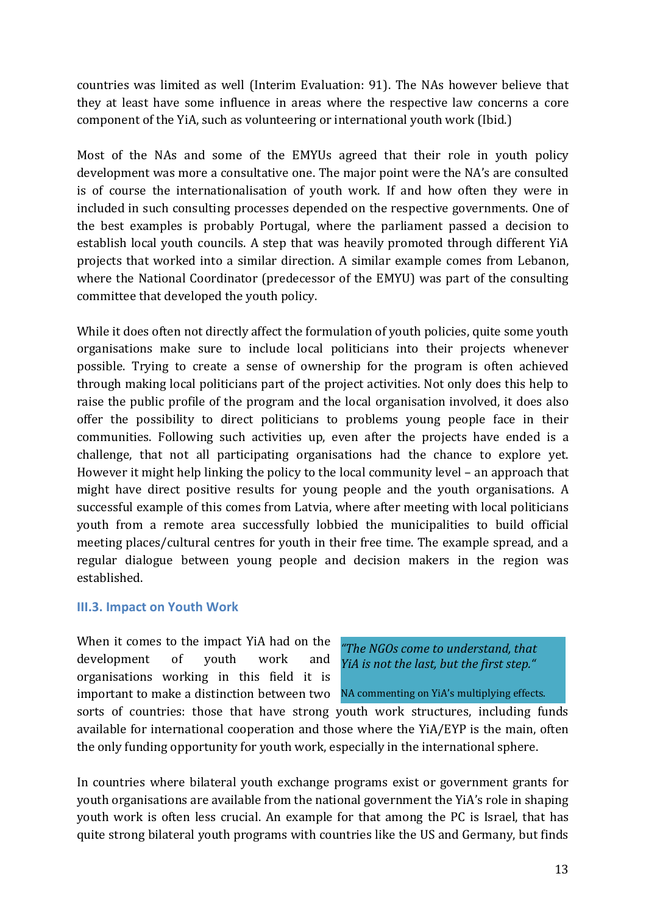countries was limited as well (Interim Evaluation: 91). The NAs however believe that they at least have some influence in areas where the respective law concerns a core component of the YiA, such as volunteering or international youth work (Ibid.)

Most of the NAs and some of the EMYUs agreed that their role in youth policy development was more a consultative one. The major point were the NA's are consulted is of course the internationalisation of youth work. If and how often they were in included in such consulting processes depended on the respective governments. One of the best examples is probably Portugal, where the parliament passed a decision to establish local youth councils. A step that was heavily promoted through different YiA projects that worked into a similar direction. A similar example comes from Lebanon, where the National Coordinator (predecessor of the EMYU) was part of the consulting committee that developed the youth policy.

While it does often not directly affect the formulation of youth policies, quite some youth organisations make sure to include local politicians into their projects whenever possible. Trying to create a sense of ownership for the program is often achieved through making local politicians part of the project activities. Not only does this help to raise the public profile of the program and the local organisation involved, it does also offer the possibility to direct politicians to problems young people face in their communities. Following such activities up, even after the projects have ended is a challenge, that not all participating organisations had the chance to explore yet. However it might help linking the policy to the local community level – an approach that might have direct positive results for young people and the youth organisations. A successful example of this comes from Latvia, where after meeting with local politicians youth from a remote area successfully lobbied the municipalities to build official meeting places/cultural centres for youth in their free time. The example spread, and a regular dialogue between young people and decision makers in the region was established.

### III.3. Impact on Youth Work

> *"The NGOs come to understand, that YiA is not the last, but the first step."*
>
> NA commenting on YiA's multiplying effects.

When it comes to the impact YiA had on the development of youth work and organisations working in this field it is important to make a distinction between two sorts of countries: those that have strong youth work structures, including funds available for international cooperation and those where the YiA/EYP is the main, often the only funding opportunity for youth work, especially in the international sphere.

In countries where bilateral youth exchange programs exist or government grants for youth organisations are available from the national government the YiA's role in shaping youth work is often less crucial. An example for that among the PC is Israel, that has quite strong bilateral youth programs with countries like the US and Germany, but finds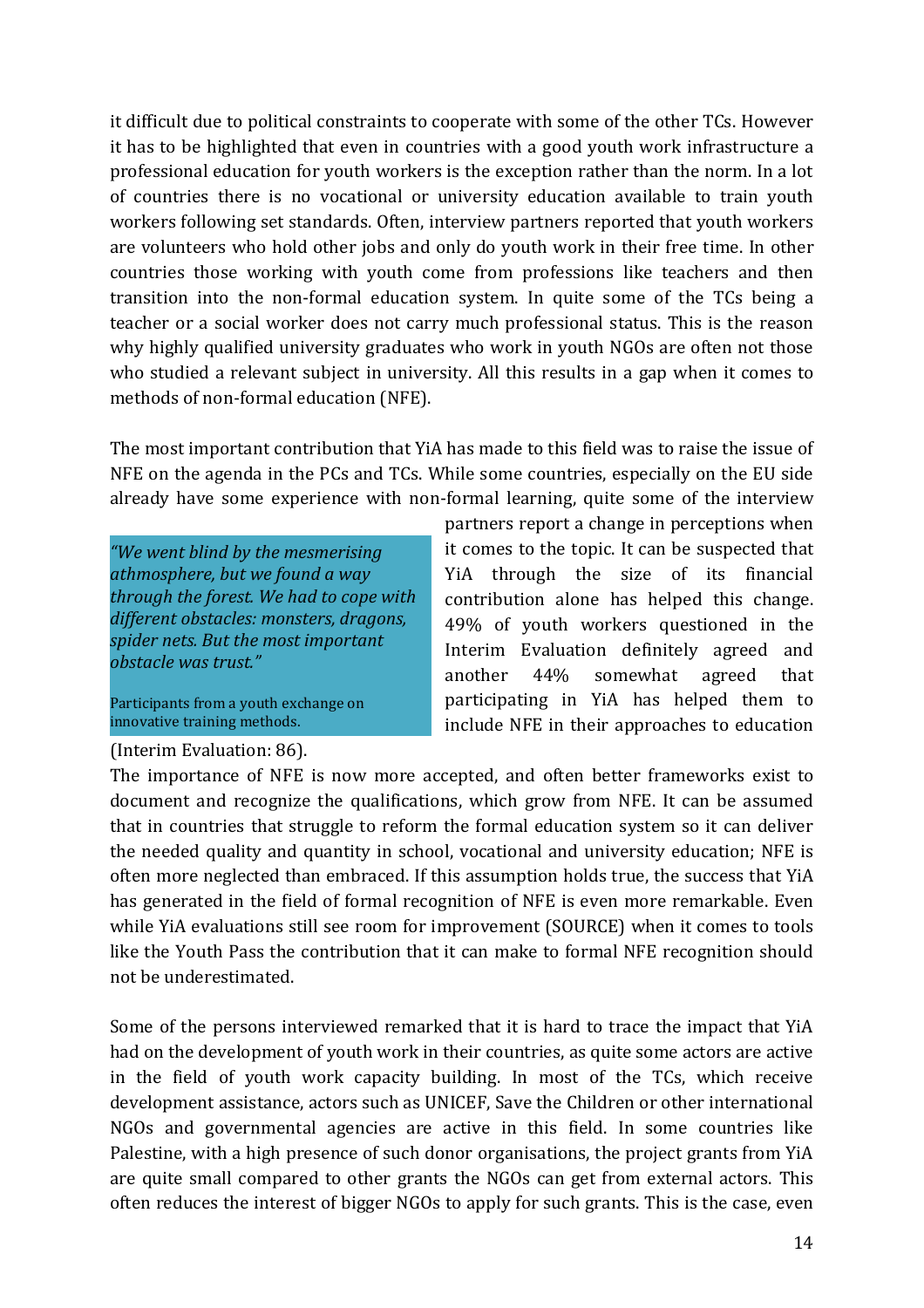it difficult due to political constraints to cooperate with some of the other TCs. However it has to be highlighted that even in countries with a good youth work infrastructure a professional education for youth workers is the exception rather than the norm. In a lot of countries there is no vocational or university education available to train youth workers following set standards. Often, interview partners reported that youth workers are volunteers who hold other jobs and only do youth work in their free time. In other countries those working with youth come from professions like teachers and then transition into the non-formal education system. In quite some of the TCs being a teacher or a social worker does not carry much professional status. This is the reason why highly qualified university graduates who work in youth NGOs are often not those who studied a relevant subject in university. All this results in a gap when it comes to methods of non-formal education (NFE).

The most important contribution that YiA has made to this field was to raise the issue of NFE on the agenda in the PCs and TCs. While some countries, especially on the EU side already have some experience with non-formal learning, quite some of the interview partners report a change in perceptions when it comes to the topic. It can be suspected that YiA through the size of its financial contribution alone has helped this change. 49% of youth workers questioned in the Interim Evaluation definitely agreed and another 44% somewhat agreed that participating in YiA has helped them to include NFE in their approaches to education (Interim Evaluation: 86).

> *"We went blind by the mesmerising athmosphere, but we found a way through the forest. We had to cope with different obstacles: monsters, dragons, spider nets. But the most important obstacle was trust."*
>
> Participants from a youth exchange on innovative training methods.

The importance of NFE is now more accepted, and often better frameworks exist to document and recognize the qualifications, which grow from NFE. It can be assumed that in countries that struggle to reform the formal education system so it can deliver the needed quality and quantity in school, vocational and university education; NFE is often more neglected than embraced. If this assumption holds true, the success that YiA has generated in the field of formal recognition of NFE is even more remarkable. Even while YiA evaluations still see room for improvement (SOURCE) when it comes to tools like the Youth Pass the contribution that it can make to formal NFE recognition should not be underestimated.

Some of the persons interviewed remarked that it is hard to trace the impact that YiA had on the development of youth work in their countries, as quite some actors are active in the field of youth work capacity building. In most of the TCs, which receive development assistance, actors such as UNICEF, Save the Children or other international NGOs and governmental agencies are active in this field. In some countries like Palestine, with a high presence of such donor organisations, the project grants from YiA are quite small compared to other grants the NGOs can get from external actors. This often reduces the interest of bigger NGOs to apply for such grants. This is the case, even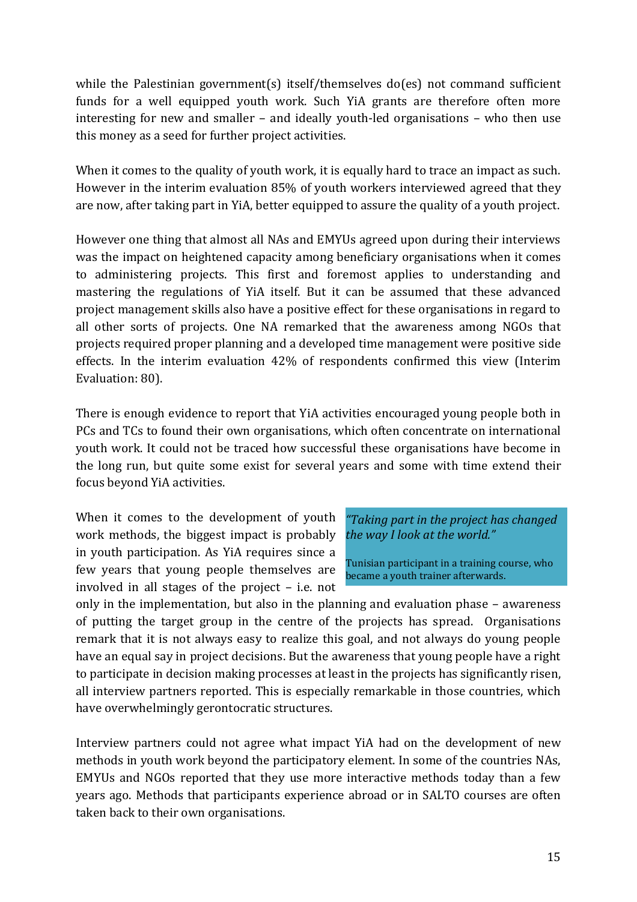while the Palestinian government(s) itself/themselves do(es) not command sufficient funds for a well equipped youth work. Such YiA grants are therefore often more interesting for new and smaller – and ideally youth-led organisations – who then use this money as a seed for further project activities.

When it comes to the quality of youth work, it is equally hard to trace an impact as such. However in the interim evaluation 85% of youth workers interviewed agreed that they are now, after taking part in YiA, better equipped to assure the quality of a youth project.

However one thing that almost all NAs and EMYUs agreed upon during their interviews was the impact on heightened capacity among beneficiary organisations when it comes to administering projects. This first and foremost applies to understanding and mastering the regulations of YiA itself. But it can be assumed that these advanced project management skills also have a positive effect for these organisations in regard to all other sorts of projects. One NA remarked that the awareness among NGOs that projects required proper planning and a developed time management were positive side effects. In the interim evaluation 42% of respondents confirmed this view (Interim Evaluation: 80).

There is enough evidence to report that YiA activities encouraged young people both in PCs and TCs to found their own organisations, which often concentrate on international youth work. It could not be traced how successful these organisations have become in the long run, but quite some exist for several years and some with time extend their focus beyond YiA activities.

> *"Taking part in the project has changed the way I look at the world."*
>
> Tunisian participant in a training course, who became a youth trainer afterwards.

When it comes to the development of youth work methods, the biggest impact is probably in youth participation. As YiA requires since a few years that young people themselves are involved in all stages of the project – i.e. not only in the implementation, but also in the planning and evaluation phase – awareness of putting the target group in the centre of the projects has spread. Organisations remark that it is not always easy to realize this goal, and not always do young people have an equal say in project decisions. But the awareness that young people have a right to participate in decision making processes at least in the projects has significantly risen, all interview partners reported. This is especially remarkable in those countries, which have overwhelmingly gerontocratic structures.

Interview partners could not agree what impact YiA had on the development of new methods in youth work beyond the participatory element. In some of the countries NAs, EMYUs and NGOs reported that they use more interactive methods today than a few years ago. Methods that participants experience abroad or in SALTO courses are often taken back to their own organisations.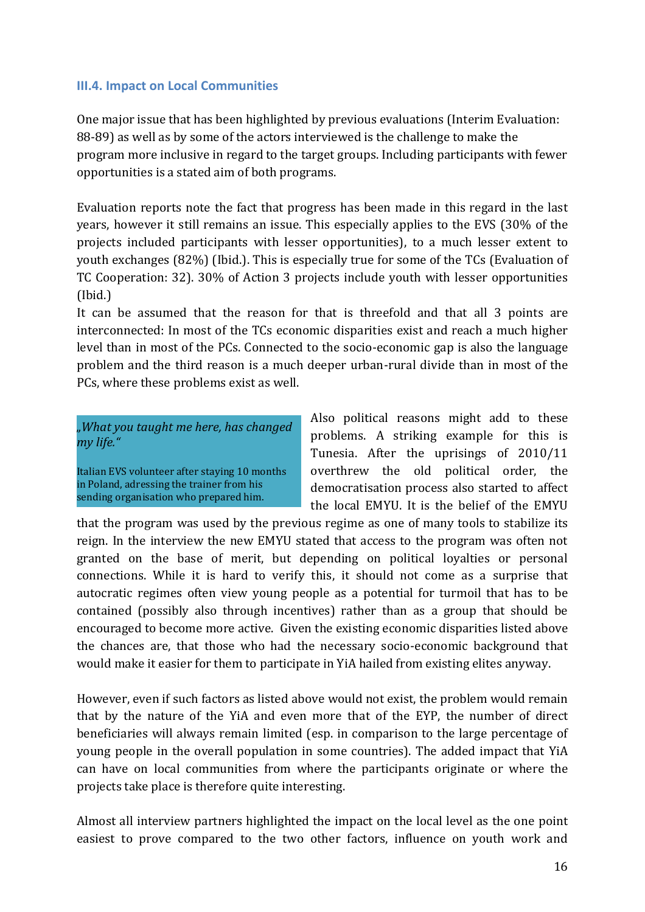### III.4. Impact on Local Communities

One major issue that has been highlighted by previous evaluations (Interim Evaluation: 88-89) as well as by some of the actors interviewed is the challenge to make the program more inclusive in regard to the target groups. Including participants with fewer opportunities is a stated aim of both programs.

Evaluation reports note the fact that progress has been made in this regard in the last years, however it still remains an issue. This especially applies to the EVS (30% of the projects included participants with lesser opportunities), to a much lesser extent to youth exchanges (82%) (Ibid.). This is especially true for some of the TCs (Evaluation of TC Cooperation: 32). 30% of Action 3 projects include youth with lesser opportunities (Ibid.)

It can be assumed that the reason for that is threefold and that all 3 points are interconnected: In most of the TCs economic disparities exist and reach a much higher level than in most of the PCs. Connected to the socio-economic gap is also the language problem and the third reason is a much deeper urban-rural divide than in most of the PCs, where these problems exist as well.

> *„What you taught me here, has changed my life."*
>
> Italian EVS volunteer after staying 10 months in Poland, adressing the trainer from his sending organisation who prepared him.

Also political reasons might add to these problems. A striking example for this is Tunesia. After the uprisings of 2010/11 overthrew the old political order, the democratisation process also started to affect the local EMYU. It is the belief of the EMYU that the program was used by the previous regime as one of many tools to stabilize its reign. In the interview the new EMYU stated that access to the program was often not granted on the base of merit, but depending on political loyalties or personal connections. While it is hard to verify this, it should not come as a surprise that autocratic regimes often view young people as a potential for turmoil that has to be contained (possibly also through incentives) rather than as a group that should be encouraged to become more active. Given the existing economic disparities listed above the chances are, that those who had the necessary socio-economic background that would make it easier for them to participate in YiA hailed from existing elites anyway.

However, even if such factors as listed above would not exist, the problem would remain that by the nature of the YiA and even more that of the EYP, the number of direct beneficiaries will always remain limited (esp. in comparison to the large percentage of young people in the overall population in some countries). The added impact that YiA can have on local communities from where the participants originate or where the projects take place is therefore quite interesting.

Almost all interview partners highlighted the impact on the local level as the one point easiest to prove compared to the two other factors, influence on youth work and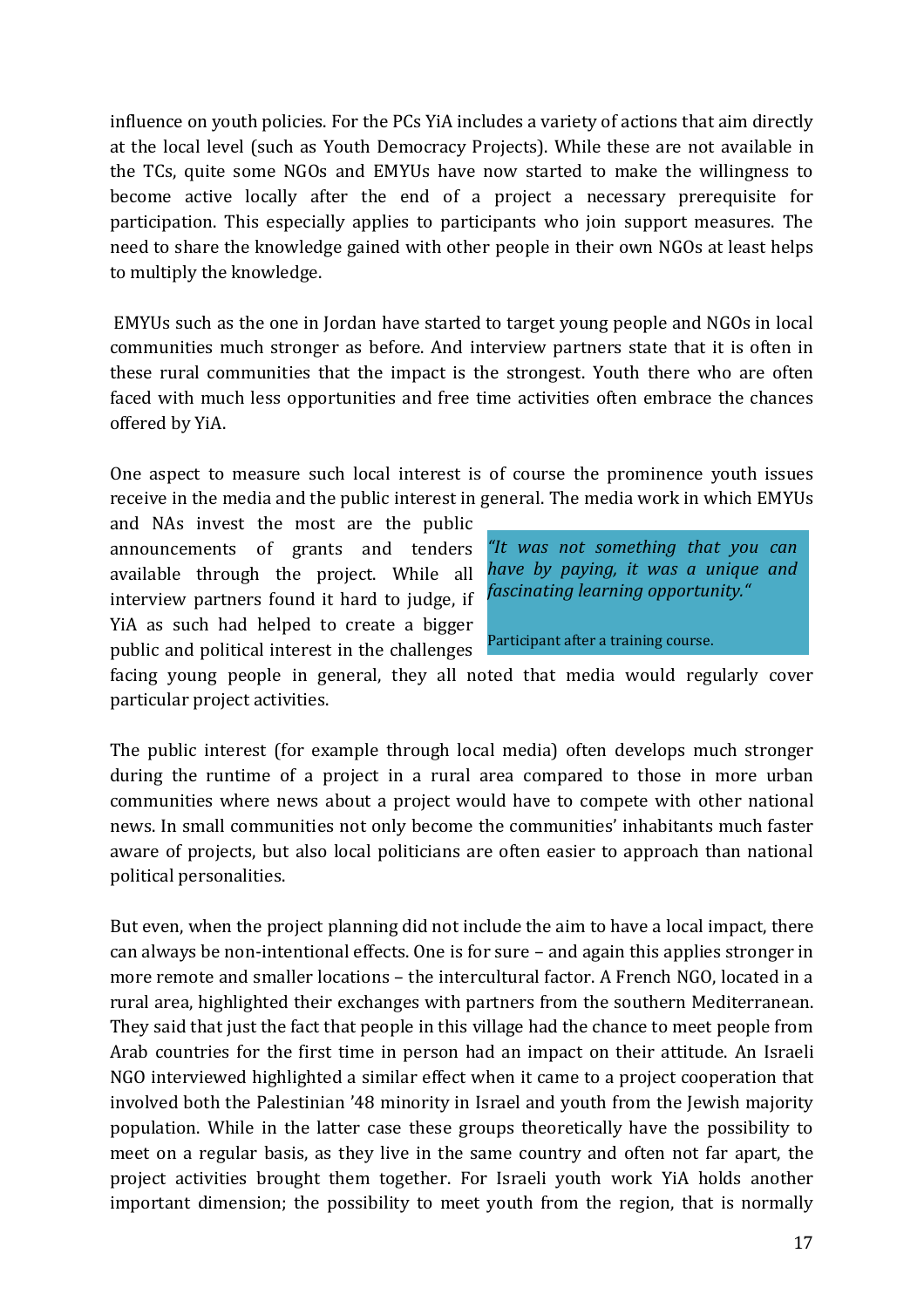influence on youth policies. For the PCs YiA includes a variety of actions that aim directly at the local level (such as Youth Democracy Projects). While these are not available in the TCs, quite some NGOs and EMYUs have now started to make the willingness to become active locally after the end of a project a necessary prerequisite for participation. This especially applies to participants who join support measures. The need to share the knowledge gained with other people in their own NGOs at least helps to multiply the knowledge.

EMYUs such as the one in Jordan have started to target young people and NGOs in local communities much stronger as before. And interview partners state that it is often in these rural communities that the impact is the strongest. Youth there who are often faced with much less opportunities and free time activities often embrace the chances offered by YiA.

One aspect to measure such local interest is of course the prominence youth issues receive in the media and the public interest in general. The media work in which EMYUs and NAs invest the most are the public announcements of grants and tenders available through the project. While all interview partners found it hard to judge, if YiA as such had helped to create a bigger public and political interest in the challenges facing young people in general, they all noted that media would regularly cover particular project activities.

> *"It was not something that you can have by paying, it was a unique and fascinating learning opportunity."*
>
> Participant after a training course.

The public interest (for example through local media) often develops much stronger during the runtime of a project in a rural area compared to those in more urban communities where news about a project would have to compete with other national news. In small communities not only become the communities' inhabitants much faster aware of projects, but also local politicians are often easier to approach than national political personalities.

But even, when the project planning did not include the aim to have a local impact, there can always be non-intentional effects. One is for sure – and again this applies stronger in more remote and smaller locations – the intercultural factor. A French NGO, located in a rural area, highlighted their exchanges with partners from the southern Mediterranean. They said that just the fact that people in this village had the chance to meet people from Arab countries for the first time in person had an impact on their attitude. An Israeli NGO interviewed highlighted a similar effect when it came to a project cooperation that involved both the Palestinian '48 minority in Israel and youth from the Jewish majority population. While in the latter case these groups theoretically have the possibility to meet on a regular basis, as they live in the same country and often not far apart, the project activities brought them together. For Israeli youth work YiA holds another important dimension; the possibility to meet youth from the region, that is normally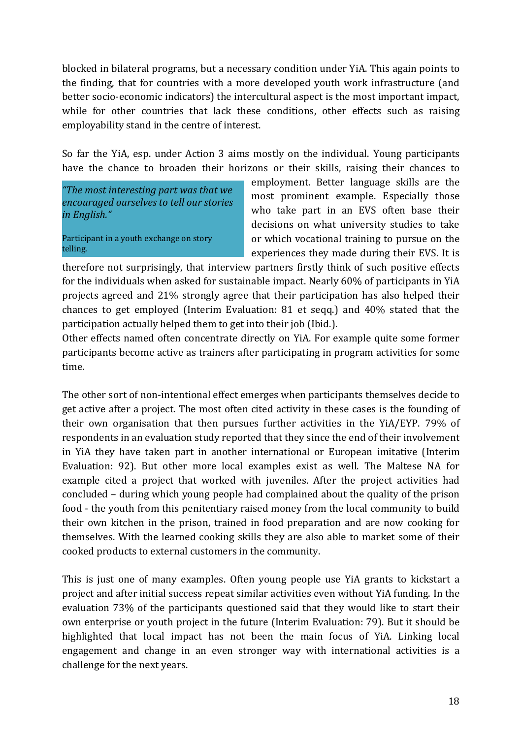blocked in bilateral programs, but a necessary condition under YiA. This again points to the finding, that for countries with a more developed youth work infrastructure (and better socio-economic indicators) the intercultural aspect is the most important impact, while for other countries that lack these conditions, other effects such as raising employability stand in the centre of interest.

So far the YiA, esp. under Action 3 aims mostly on the individual. Young participants have the chance to broaden their horizons or their skills, raising their chances to employment. Better language skills are the most prominent example. Especially those who take part in an EVS often base their decisions on what university studies to take or which vocational training to pursue on the experiences they made during their EVS. It is therefore not surprisingly, that interview partners firstly think of such positive effects for the individuals when asked for sustainable impact. Nearly 60% of participants in YiA projects agreed and 21% strongly agree that their participation has also helped their chances to get employed (Interim Evaluation: 81 et seqq.) and 40% stated that the participation actually helped them to get into their job (Ibid.).

> *"The most interesting part was that we encouraged ourselves to tell our stories in English."*
>
> Participant in a youth exchange on story telling.

Other effects named often concentrate directly on YiA. For example quite some former participants become active as trainers after participating in program activities for some time.

The other sort of non-intentional effect emerges when participants themselves decide to get active after a project. The most often cited activity in these cases is the founding of their own organisation that then pursues further activities in the YiA/EYP. 79% of respondents in an evaluation study reported that they since the end of their involvement in YiA they have taken part in another international or European imitative (Interim Evaluation: 92). But other more local examples exist as well. The Maltese NA for example cited a project that worked with juveniles. After the project activities had concluded – during which young people had complained about the quality of the prison food - the youth from this penitentiary raised money from the local community to build their own kitchen in the prison, trained in food preparation and are now cooking for themselves. With the learned cooking skills they are also able to market some of their cooked products to external customers in the community.

This is just one of many examples. Often young people use YiA grants to kickstart a project and after initial success repeat similar activities even without YiA funding. In the evaluation 73% of the participants questioned said that they would like to start their own enterprise or youth project in the future (Interim Evaluation: 79). But it should be highlighted that local impact has not been the main focus of YiA. Linking local engagement and change in an even stronger way with international activities is a challenge for the next years.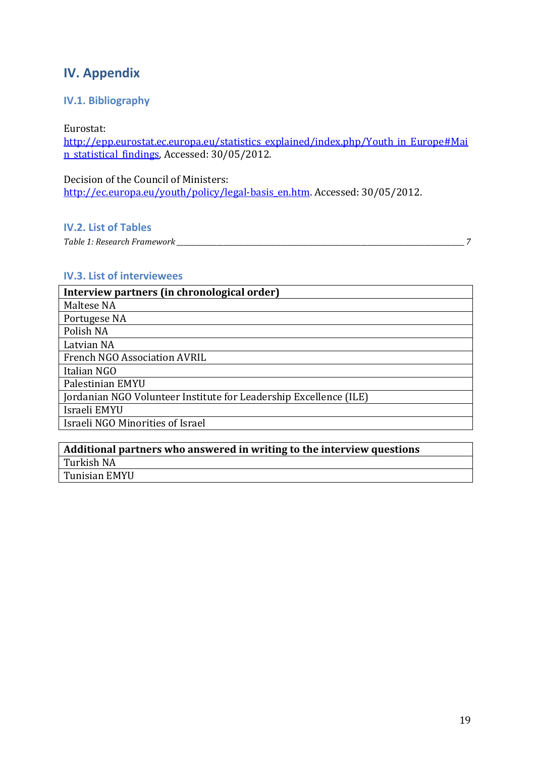# IV. Appendix

## IV.1. Bibliography

Eurostat:
http://epp.eurostat.ec.europa.eu/statistics_explained/index.php/Youth_in_Europe#Main_statistical_findings, Accessed: 30/05/2012.

Decision of the Council of Ministers:
http://ec.europa.eu/youth/policy/legal-basis_en.htm. Accessed: 30/05/2012.

## IV.2. List of Tables

*Table 1: Research Framework* ______________________________ *7*

## IV.3. List of interviewees

| **Interview partners (in chronological order)** |
|---|
| Maltese NA |
| Portugese NA |
| Polish NA |
| Latvian NA |
| French NGO Association AVRIL |
| Italian NGO |
| Palestinian EMYU |
| Jordanian NGO Volunteer Institute for Leadership Excellence (ILE) |
| Israeli EMYU |
| Israeli NGO Minorities of Israel |

| **Additional partners who answered in writing to the interview questions** |
|---|
| Turkish NA |
| Tunisian EMYU |